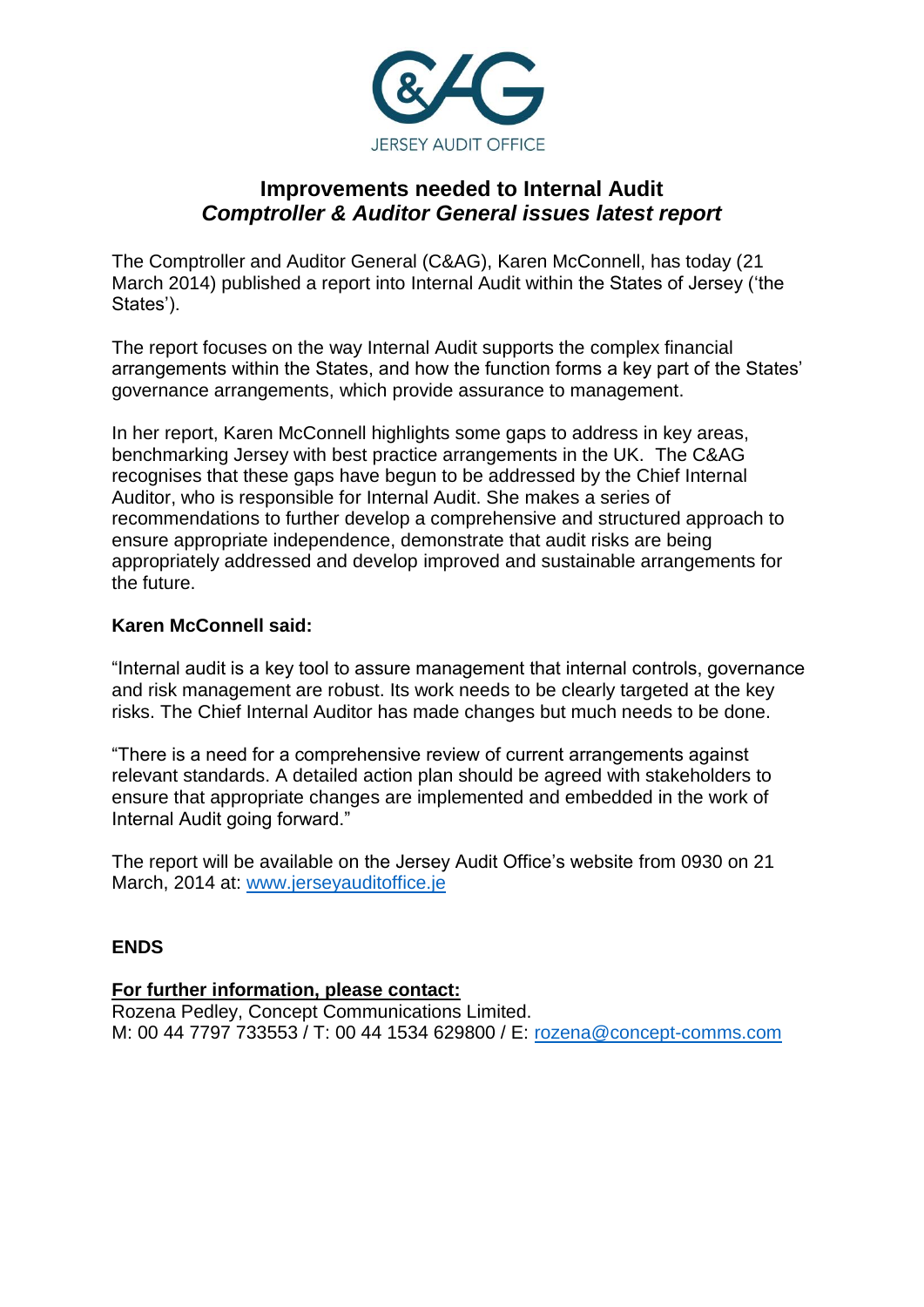JERSEY AUDIT OFFICE

# Improvements needed to Internal Audit

## *Comptroller & Auditor General issues latest report*

The Comptroller and Auditor General (C&AG), Karen McConnell, has today (21 March 2014) published a report into Internal Audit within the States of Jersey ('the States').

The report focuses on the way Internal Audit supports the complex financial arrangements within the States, and how the function forms a key part of the States' governance arrangements, which provide assurance to management.

In her report, Karen McConnell highlights some gaps to address in key areas, benchmarking Jersey with best practice arrangements in the UK. The C&AG recognises that these gaps have begun to be addressed by the Chief Internal Auditor, who is responsible for Internal Audit. She makes a series of recommendations to further develop a comprehensive and structured approach to ensure appropriate independence, demonstrate that audit risks are being appropriately addressed and develop improved and sustainable arrangements for the future.

**Karen McConnell said:**

"Internal audit is a key tool to assure management that internal controls, governance and risk management are robust. Its work needs to be clearly targeted at the key risks. The Chief Internal Auditor has made changes but much needs to be done.

"There is a need for a comprehensive review of current arrangements against relevant standards. A detailed action plan should be agreed with stakeholders to ensure that appropriate changes are implemented and embedded in the work of Internal Audit going forward."

The report will be available on the Jersey Audit Office's website from 0930 on 21 March, 2014 at: [www.jerseyauditoffice.je](www.jerseyauditoffice.je)

**ENDS**

**For further information, please contact:**
Rozena Pedley, Concept Communications Limited.
M: 00 44 7797 733553 / T: 00 44 1534 629800 / E: [rozena@concept-comms.com](mailto:rozena@concept-comms.com)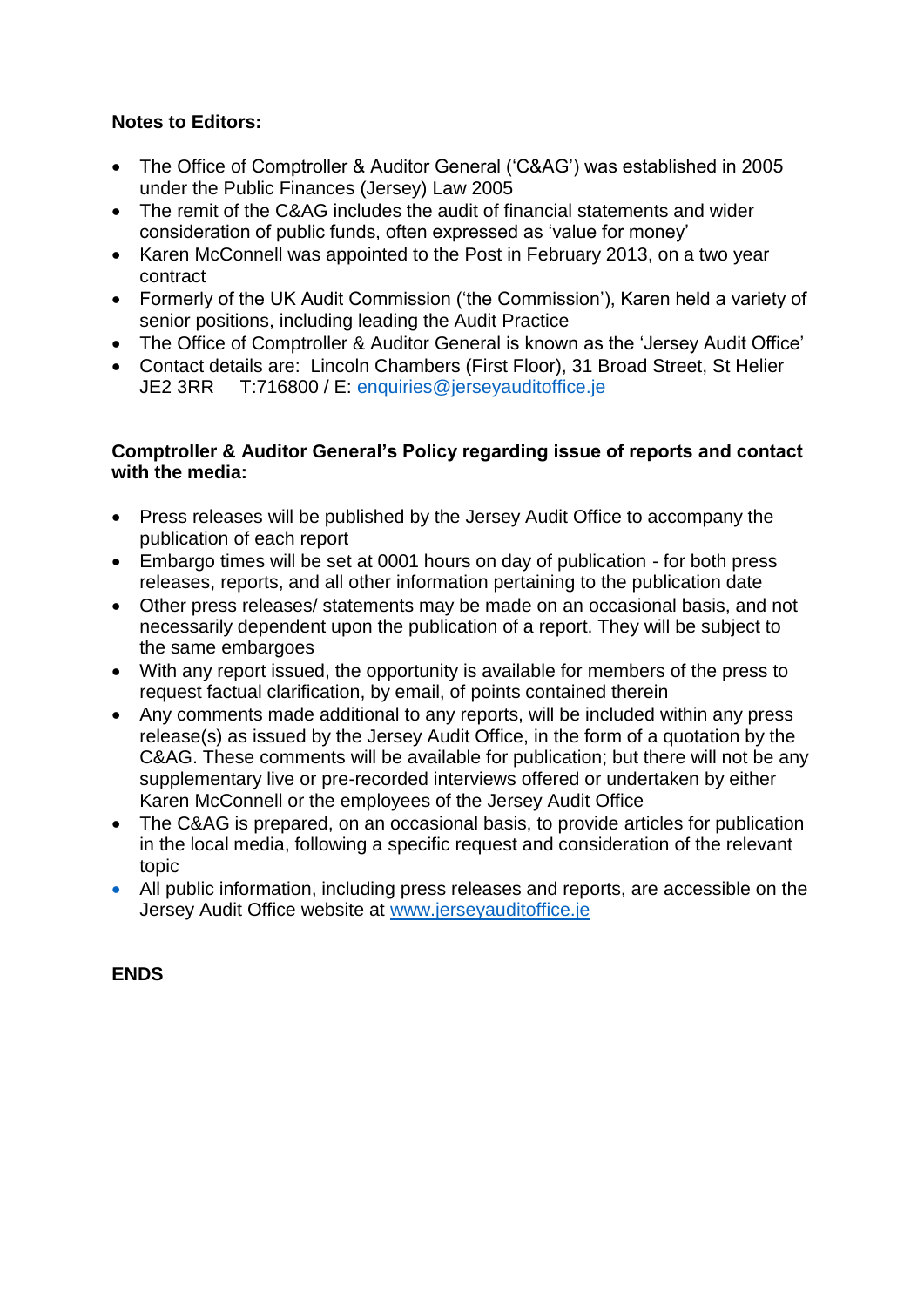**Notes to Editors:**

- The Office of Comptroller & Auditor General ('C&AG') was established in 2005 under the Public Finances (Jersey) Law 2005
- The remit of the C&AG includes the audit of financial statements and wider consideration of public funds, often expressed as 'value for money'
- Karen McConnell was appointed to the Post in February 2013, on a two year contract
- Formerly of the UK Audit Commission ('the Commission'), Karen held a variety of senior positions, including leading the Audit Practice
- The Office of Comptroller & Auditor General is known as the 'Jersey Audit Office'
- Contact details are: Lincoln Chambers (First Floor), 31 Broad Street, St Helier JE2 3RR T:716800 / E: enquiries@jerseyauditoffice.je

**Comptroller & Auditor General's Policy regarding issue of reports and contact with the media:**

- Press releases will be published by the Jersey Audit Office to accompany the publication of each report
- Embargo times will be set at 0001 hours on day of publication - for both press releases, reports, and all other information pertaining to the publication date
- Other press releases/ statements may be made on an occasional basis, and not necessarily dependent upon the publication of a report. They will be subject to the same embargoes
- With any report issued, the opportunity is available for members of the press to request factual clarification, by email, of points contained therein
- Any comments made additional to any reports, will be included within any press release(s) as issued by the Jersey Audit Office, in the form of a quotation by the C&AG. These comments will be available for publication; but there will not be any supplementary live or pre-recorded interviews offered or undertaken by either Karen McConnell or the employees of the Jersey Audit Office
- The C&AG is prepared, on an occasional basis, to provide articles for publication in the local media, following a specific request and consideration of the relevant topic
- All public information, including press releases and reports, are accessible on the Jersey Audit Office website at www.jerseyauditoffice.je

**ENDS**